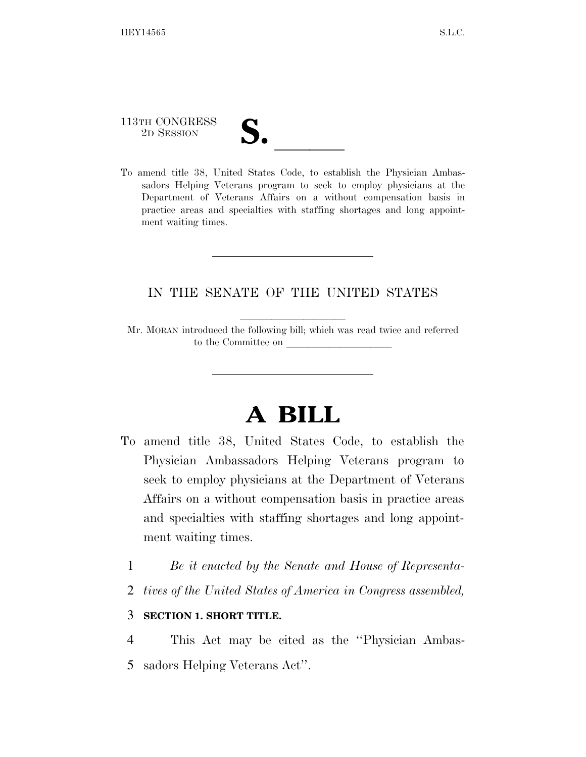113TH CONGRESS
2D SESSION

# S. \_\_\_\_\_\_

To amend title 38, United States Code, to establish the Physician Ambassadors Helping Veterans program to seek to employ physicians at the Department of Veterans Affairs on a without compensation basis in practice areas and specialties with staffing shortages and long appointment waiting times.

---

IN THE SENATE OF THE UNITED STATES

Mr. MORAN introduced the following bill; which was read twice and referred to the Committee on \_\_\_\_\_\_\_\_\_\_\_\_\_\_\_\_\_\_\_\_

---

# A BILL

To amend title 38, United States Code, to establish the Physician Ambassadors Helping Veterans program to seek to employ physicians at the Department of Veterans Affairs on a without compensation basis in practice areas and specialties with staffing shortages and long appointment waiting times.

1 *Be it enacted by the Senate and House of Representa-*
2 *tives of the United States of America in Congress assembled,*

3 **SECTION 1. SHORT TITLE.**

4 This Act may be cited as the ''Physician Ambas-
5 sadors Helping Veterans Act''.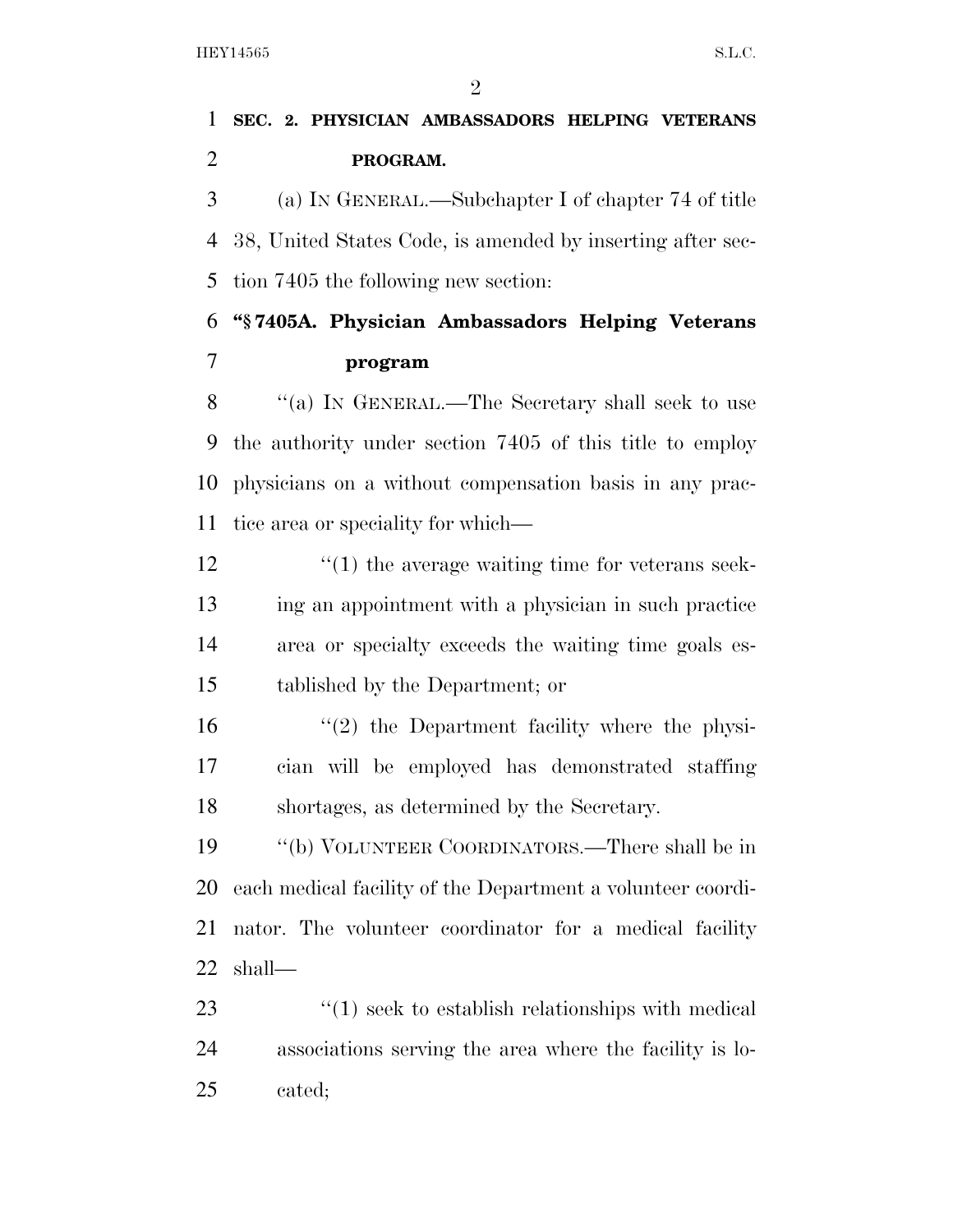**SEC. 2. PHYSICIAN AMBASSADORS HELPING VETERANS PROGRAM.**

(a) IN GENERAL.—Subchapter I of chapter 74 of title 38, United States Code, is amended by inserting after section 7405 the following new section:

**"§ 7405A. Physician Ambassadors Helping Veterans program**

"(a) IN GENERAL.—The Secretary shall seek to use the authority under section 7405 of this title to employ physicians on a without compensation basis in any practice area or speciality for which—

"(1) the average waiting time for veterans seeking an appointment with a physician in such practice area or specialty exceeds the waiting time goals established by the Department; or

"(2) the Department facility where the physician will be employed has demonstrated staffing shortages, as determined by the Secretary.

"(b) VOLUNTEER COORDINATORS.—There shall be in each medical facility of the Department a volunteer coordinator. The volunteer coordinator for a medical facility shall—

"(1) seek to establish relationships with medical associations serving the area where the facility is located;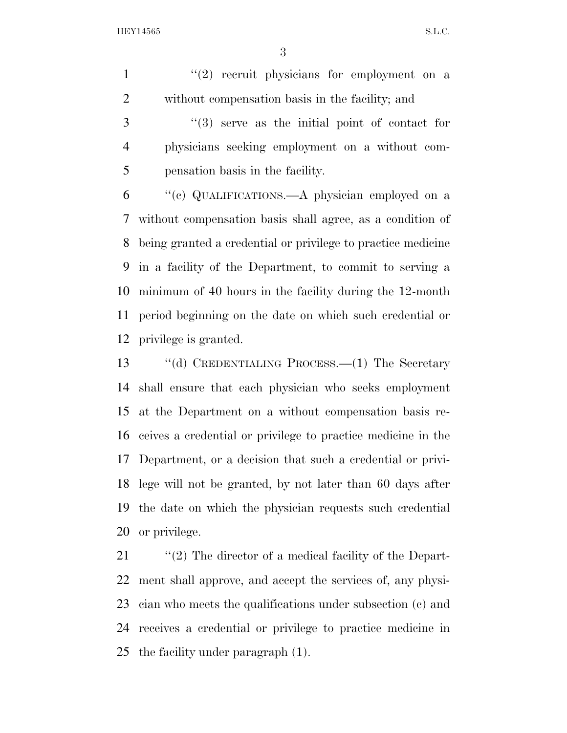"(2) recruit physicians for employment on a without compensation basis in the facility; and

"(3) serve as the initial point of contact for physicians seeking employment on a without compensation basis in the facility.

"(c) QUALIFICATIONS.—A physician employed on a without compensation basis shall agree, as a condition of being granted a credential or privilege to practice medicine in a facility of the Department, to commit to serving a minimum of 40 hours in the facility during the 12-month period beginning on the date on which such credential or privilege is granted.

"(d) CREDENTIALING PROCESS.—(1) The Secretary shall ensure that each physician who seeks employment at the Department on a without compensation basis receives a credential or privilege to practice medicine in the Department, or a decision that such a credential or privilege will not be granted, by not later than 60 days after the date on which the physician requests such credential or privilege.

"(2) The director of a medical facility of the Department shall approve, and accept the services of, any physician who meets the qualifications under subsection (c) and receives a credential or privilege to practice medicine in the facility under paragraph (1).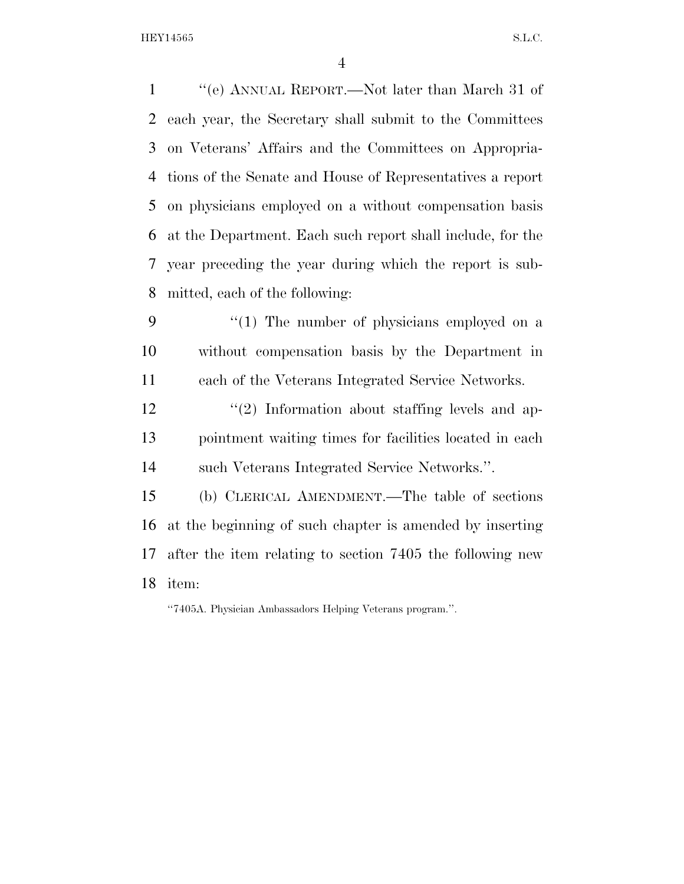"(e) ANNUAL REPORT.—Not later than March 31 of each year, the Secretary shall submit to the Committees on Veterans' Affairs and the Committees on Appropriations of the Senate and House of Representatives a report on physicians employed on a without compensation basis at the Department. Each such report shall include, for the year preceding the year during which the report is submitted, each of the following:

"(1) The number of physicians employed on a without compensation basis by the Department in each of the Veterans Integrated Service Networks.

"(2) Information about staffing levels and appointment waiting times for facilities located in each such Veterans Integrated Service Networks.".

(b) CLERICAL AMENDMENT.—The table of sections at the beginning of such chapter is amended by inserting after the item relating to section 7405 the following new item:

"7405A. Physician Ambassadors Helping Veterans program.".